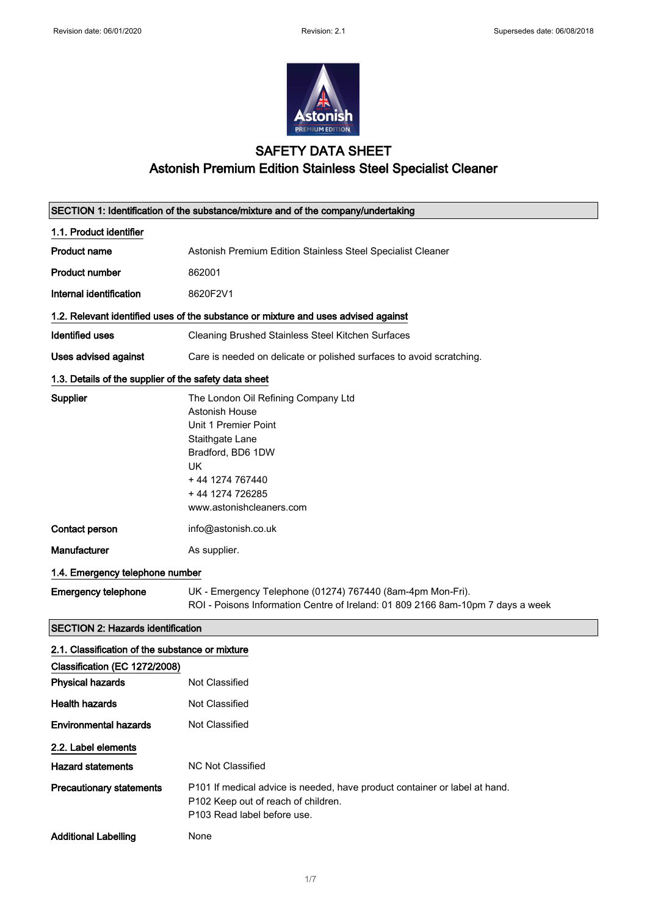# SAFETY DATA SHEET
# Astonish Premium Edition Stainless Steel Specialist Cleaner

## SECTION 1: Identification of the substance/mixture and of the company/undertaking

### 1.1. Product identifier

| | |
|---|---|
| **Product name** | Astonish Premium Edition Stainless Steel Specialist Cleaner |
| **Product number** | 862001 |
| **Internal identification** | 8620F2V1 |

### 1.2. Relevant identified uses of the substance or mixture and uses advised against

| | |
|---|---|
| **Identified uses** | Cleaning Brushed Stainless Steel Kitchen Surfaces |
| **Uses advised against** | Care is needed on delicate or polished surfaces to avoid scratching. |

### 1.3. Details of the supplier of the safety data sheet

| | |
|---|---|
| **Supplier** | The London Oil Refining Company Ltd<br>Astonish House<br>Unit 1 Premier Point<br>Staithgate Lane<br>Bradford, BD6 1DW<br>UK<br>+ 44 1274 767440<br>+ 44 1274 726285<br>www.astonishcleaners.com |
| **Contact person** | info@astonish.co.uk |
| **Manufacturer** | As supplier. |

### 1.4. Emergency telephone number

| | |
|---|---|
| **Emergency telephone** | UK - Emergency Telephone (01274) 767440 (8am-4pm Mon-Fri).<br>ROI - Poisons Information Centre of Ireland: 01 809 2166 8am-10pm 7 days a week |

## SECTION 2: Hazards identification

### 2.1. Classification of the substance or mixture

**Classification (EC 1272/2008)**

| | |
|---|---|
| **Physical hazards** | Not Classified |
| **Health hazards** | Not Classified |
| **Environmental hazards** | Not Classified |

### 2.2. Label elements

| | |
|---|---|
| **Hazard statements** | NC Not Classified |
| **Precautionary statements** | P101 If medical advice is needed, have product container or label at hand.<br>P102 Keep out of reach of children.<br>P103 Read label before use. |
| **Additional Labelling** | None |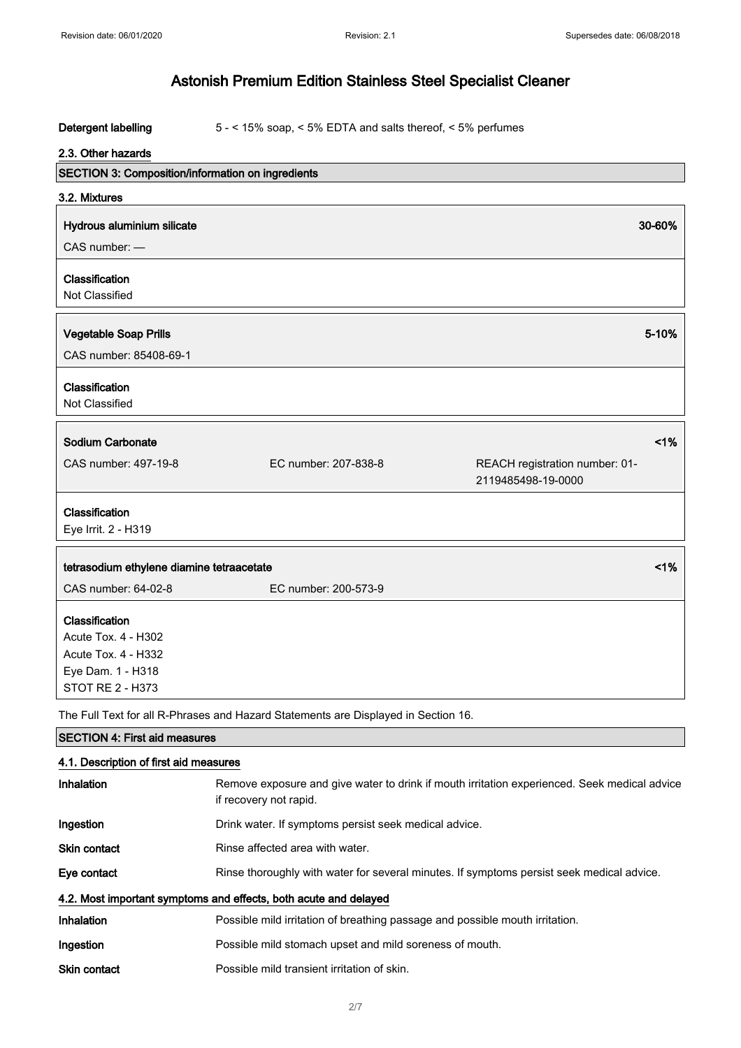| | |
|---|---|
| **Detergent labelling** | 5 - < 15% soap, < 5% EDTA and salts thereof, < 5% perfumes |

### 2.3. Other hazards

## SECTION 3: Composition/information on ingredients

### 3.2. Mixtures

**Hydrous aluminium silicate** — 30-60%

CAS number: —

**Classification**
Not Classified

**Vegetable Soap Prills** — 5-10%

CAS number: 85408-69-1

**Classification**
Not Classified

**Sodium Carbonate** — <1%

CAS number: 497-19-8 | EC number: 207-838-8 | REACH registration number: 01-2119485498-19-0000

**Classification**
Eye Irrit. 2 - H319

**tetrasodium ethylene diamine tetraacetate** — <1%

CAS number: 64-02-8 | EC number: 200-573-9

**Classification**
Acute Tox. 4 - H302
Acute Tox. 4 - H332
Eye Dam. 1 - H318
STOT RE 2 - H373

The Full Text for all R-Phrases and Hazard Statements are Displayed in Section 16.

## SECTION 4: First aid measures

### 4.1. Description of first aid measures

| | |
|---|---|
| **Inhalation** | Remove exposure and give water to drink if mouth irritation experienced. Seek medical advice if recovery not rapid. |
| **Ingestion** | Drink water. If symptoms persist seek medical advice. |
| **Skin contact** | Rinse affected area with water. |
| **Eye contact** | Rinse thoroughly with water for several minutes. If symptoms persist seek medical advice. |

### 4.2. Most important symptoms and effects, both acute and delayed

| | |
|---|---|
| **Inhalation** | Possible mild irritation of breathing passage and possible mouth irritation. |
| **Ingestion** | Possible mild stomach upset and mild soreness of mouth. |
| **Skin contact** | Possible mild transient irritation of skin. |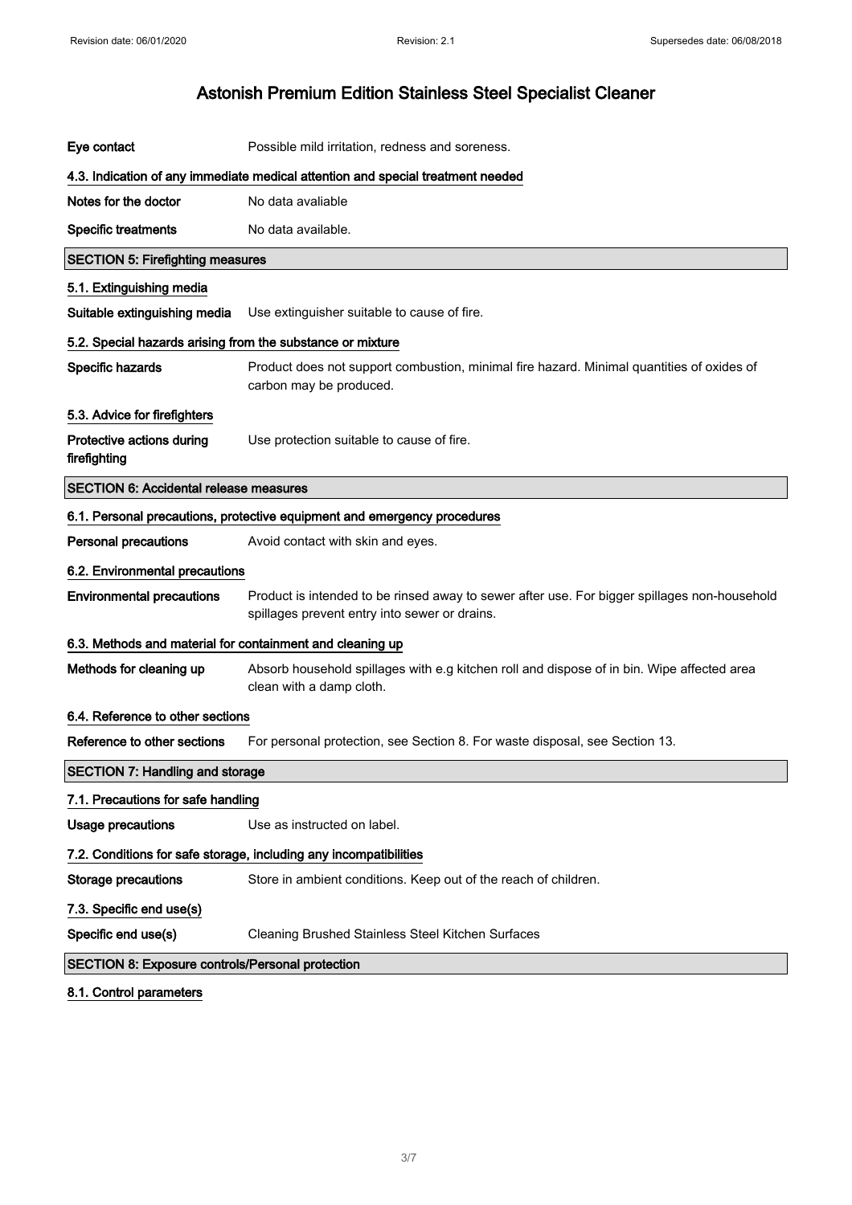# Astonish Premium Edition Stainless Steel Specialist Cleaner

**Eye contact** Possible mild irritation, redness and soreness.

### 4.3. Indication of any immediate medical attention and special treatment needed

**Notes for the doctor** No data avaliable

**Specific treatments** No data available.

## SECTION 5: Firefighting measures

### 5.1. Extinguishing media

**Suitable extinguishing media** Use extinguisher suitable to cause of fire.

### 5.2. Special hazards arising from the substance or mixture

**Specific hazards** Product does not support combustion, minimal fire hazard. Minimal quantities of oxides of carbon may be produced.

### 5.3. Advice for firefighters

**Protective actions during firefighting** Use protection suitable to cause of fire.

## SECTION 6: Accidental release measures

### 6.1. Personal precautions, protective equipment and emergency procedures

**Personal precautions** Avoid contact with skin and eyes.

### 6.2. Environmental precautions

**Environmental precautions** Product is intended to be rinsed away to sewer after use. For bigger spillages non-household spillages prevent entry into sewer or drains.

### 6.3. Methods and material for containment and cleaning up

**Methods for cleaning up** Absorb household spillages with e.g kitchen roll and dispose of in bin. Wipe affected area clean with a damp cloth.

### 6.4. Reference to other sections

**Reference to other sections** For personal protection, see Section 8. For waste disposal, see Section 13.

## SECTION 7: Handling and storage

### 7.1. Precautions for safe handling

**Usage precautions** Use as instructed on label.

### 7.2. Conditions for safe storage, including any incompatibilities

**Storage precautions** Store in ambient conditions. Keep out of the reach of children.

### 7.3. Specific end use(s)

**Specific end use(s)** Cleaning Brushed Stainless Steel Kitchen Surfaces

## SECTION 8: Exposure controls/Personal protection

### 8.1. Control parameters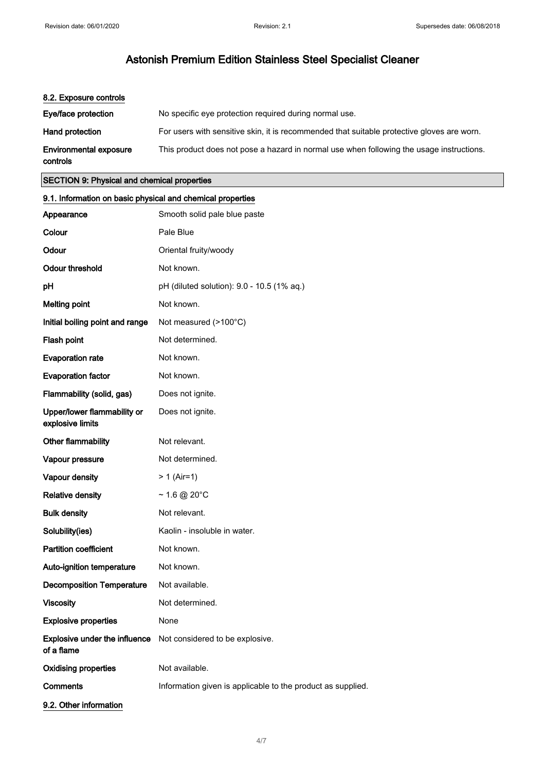## 8.2. Exposure controls

| | |
|---|---|
| **Eye/face protection** | No specific eye protection required during normal use. |
| **Hand protection** | For users with sensitive skin, it is recommended that suitable protective gloves are worn. |
| **Environmental exposure controls** | This product does not pose a hazard in normal use when following the usage instructions. |

# SECTION 9: Physical and chemical properties

## 9.1. Information on basic physical and chemical properties

| | |
|---|---|
| **Appearance** | Smooth solid pale blue paste |
| **Colour** | Pale Blue |
| **Odour** | Oriental fruity/woody |
| **Odour threshold** | Not known. |
| **pH** | pH (diluted solution): 9.0 - 10.5 (1% aq.) |
| **Melting point** | Not known. |
| **Initial boiling point and range** | Not measured (>100°C) |
| **Flash point** | Not determined. |
| **Evaporation rate** | Not known. |
| **Evaporation factor** | Not known. |
| **Flammability (solid, gas)** | Does not ignite. |
| **Upper/lower flammability or explosive limits** | Does not ignite. |
| **Other flammability** | Not relevant. |
| **Vapour pressure** | Not determined. |
| **Vapour density** | > 1 (Air=1) |
| **Relative density** | ~ 1.6 @ 20°C |
| **Bulk density** | Not relevant. |
| **Solubility(ies)** | Kaolin - insoluble in water. |
| **Partition coefficient** | Not known. |
| **Auto-ignition temperature** | Not known. |
| **Decomposition Temperature** | Not available. |
| **Viscosity** | Not determined. |
| **Explosive properties** | None |
| **Explosive under the influence of a flame** | Not considered to be explosive. |
| **Oxidising properties** | Not available. |
| **Comments** | Information given is applicable to the product as supplied. |

## 9.2. Other information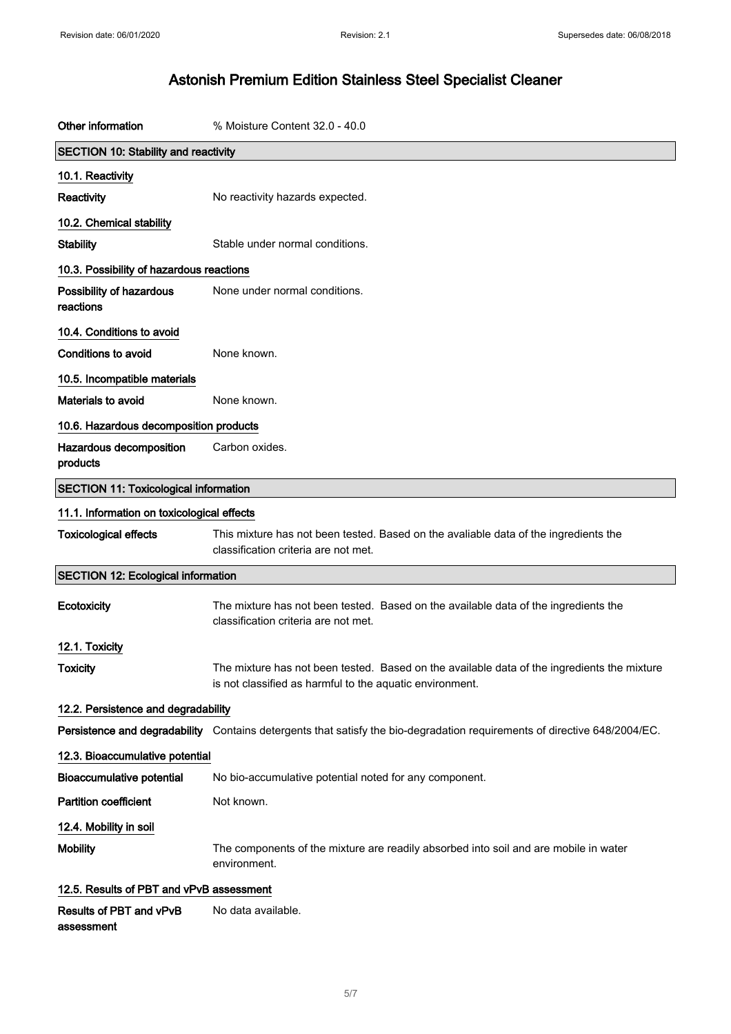| | |
|---|---|
| **Other information** | % Moisture Content 32.0 - 40.0 |

## SECTION 10: Stability and reactivity

### 10.1. Reactivity

**Reactivity** No reactivity hazards expected.

### 10.2. Chemical stability

**Stability** Stable under normal conditions.

### 10.3. Possibility of hazardous reactions

**Possibility of hazardous reactions** None under normal conditions.

### 10.4. Conditions to avoid

**Conditions to avoid** None known.

### 10.5. Incompatible materials

**Materials to avoid** None known.

### 10.6. Hazardous decomposition products

**Hazardous decomposition products** Carbon oxides.

## SECTION 11: Toxicological information

### 11.1. Information on toxicological effects

**Toxicological effects** This mixture has not been tested. Based on the avaliable data of the ingredients the classification criteria are not met.

## SECTION 12: Ecological information

**Ecotoxicity** The mixture has not been tested. Based on the available data of the ingredients the classification criteria are not met.

### 12.1. Toxicity

**Toxicity** The mixture has not been tested. Based on the available data of the ingredients the mixture is not classified as harmful to the aquatic environment.

### 12.2. Persistence and degradability

**Persistence and degradability** Contains detergents that satisfy the bio-degradation requirements of directive 648/2004/EC.

### 12.3. Bioaccumulative potential

**Bioaccumulative potential** No bio-accumulative potential noted for any component.

**Partition coefficient** Not known.

### 12.4. Mobility in soil

**Mobility** The components of the mixture are readily absorbed into soil and are mobile in water environment.

### 12.5. Results of PBT and vPvB assessment

**Results of PBT and vPvB assessment** No data available.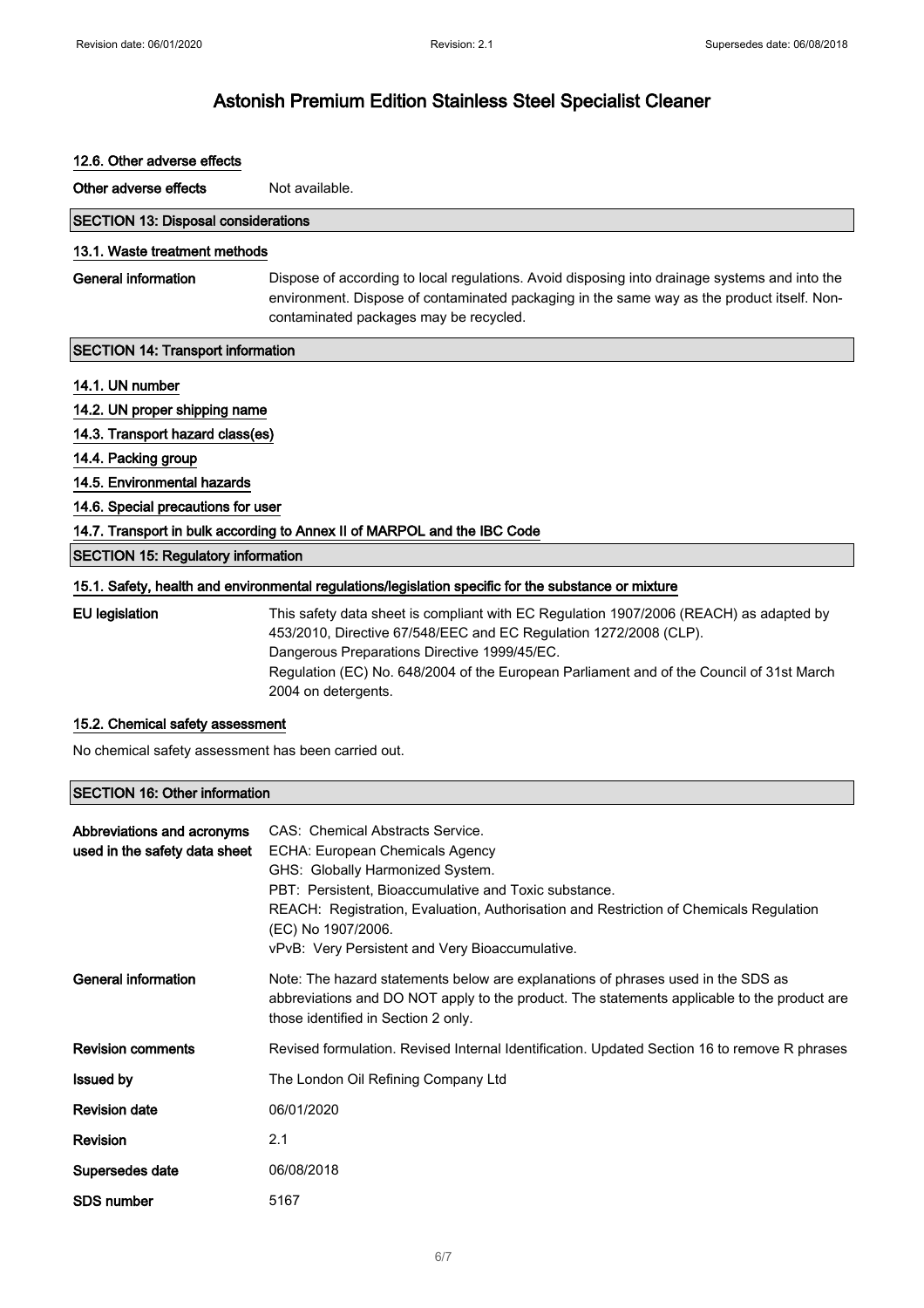# Astonish Premium Edition Stainless Steel Specialist Cleaner

### 12.6. Other adverse effects

**Other adverse effects** Not available.

## SECTION 13: Disposal considerations

### 13.1. Waste treatment methods

**General information** Dispose of according to local regulations. Avoid disposing into drainage systems and into the environment. Dispose of contaminated packaging in the same way as the product itself. Non-contaminated packages may be recycled.

## SECTION 14: Transport information

### 14.1. UN number

### 14.2. UN proper shipping name

### 14.3. Transport hazard class(es)

### 14.4. Packing group

### 14.5. Environmental hazards

### 14.6. Special precautions for user

### 14.7. Transport in bulk according to Annex II of MARPOL and the IBC Code

## SECTION 15: Regulatory information

### 15.1. Safety, health and environmental regulations/legislation specific for the substance or mixture

**EU legislation** This safety data sheet is compliant with EC Regulation 1907/2006 (REACH) as adapted by 453/2010, Directive 67/548/EEC and EC Regulation 1272/2008 (CLP).
Dangerous Preparations Directive 1999/45/EC.
Regulation (EC) No. 648/2004 of the European Parliament and of the Council of 31st March 2004 on detergents.

### 15.2. Chemical safety assessment

No chemical safety assessment has been carried out.

## SECTION 16: Other information

**Abbreviations and acronyms used in the safety data sheet**
CAS: Chemical Abstracts Service.
ECHA: European Chemicals Agency
GHS: Globally Harmonized System.
PBT: Persistent, Bioaccumulative and Toxic substance.
REACH: Registration, Evaluation, Authorisation and Restriction of Chemicals Regulation (EC) No 1907/2006.
vPvB: Very Persistent and Very Bioaccumulative.

**General information** Note: The hazard statements below are explanations of phrases used in the SDS as abbreviations and DO NOT apply to the product. The statements applicable to the product are those identified in Section 2 only.

**Revision comments** Revised formulation. Revised Internal Identification. Updated Section 16 to remove R phrases

**Issued by** The London Oil Refining Company Ltd

**Revision date** 06/01/2020

**Revision** 2.1

**Supersedes date** 06/08/2018

**SDS number** 5167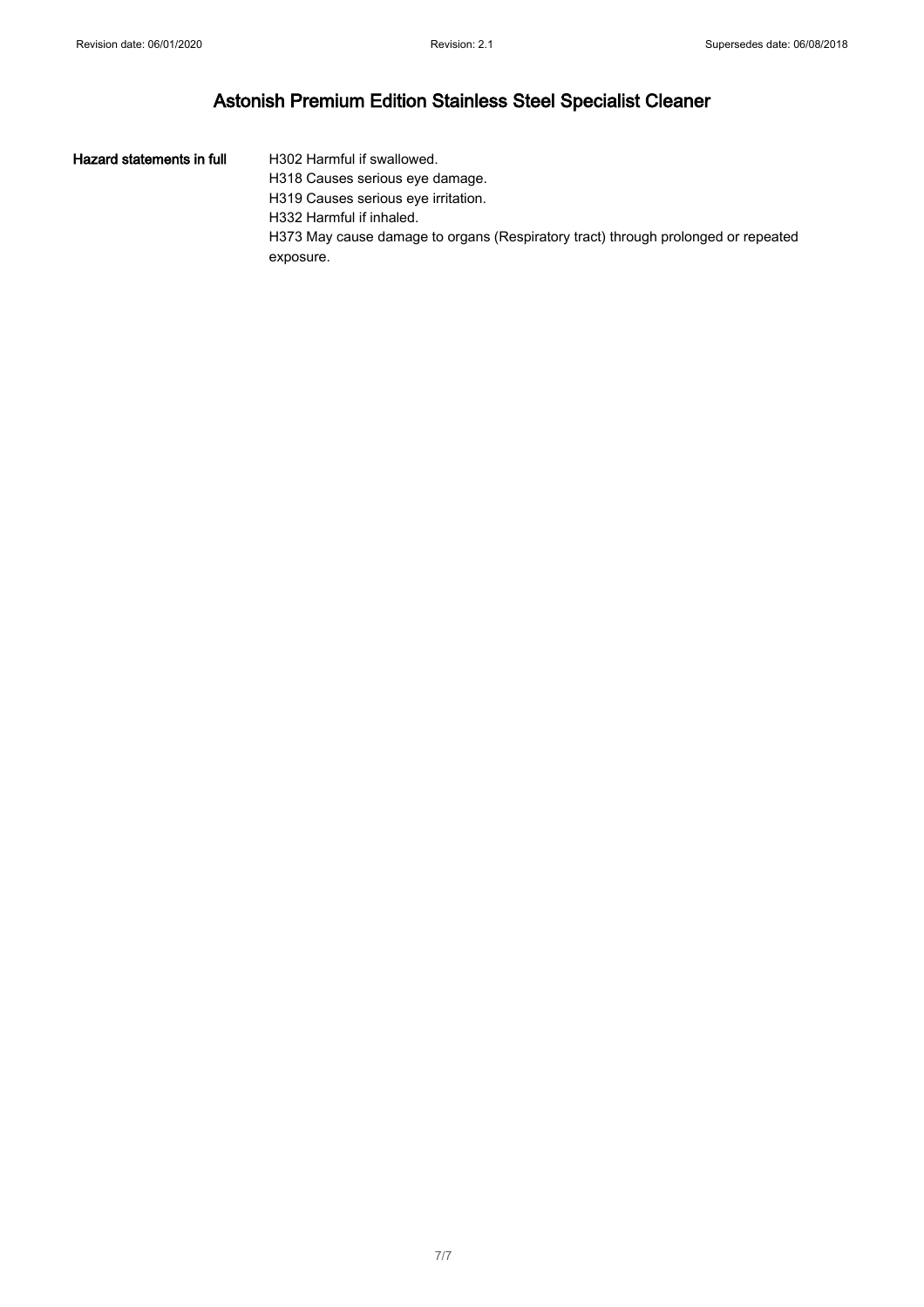**Hazard statements in full**

H302 Harmful if swallowed.
H318 Causes serious eye damage.
H319 Causes serious eye irritation.
H332 Harmful if inhaled.
H373 May cause damage to organs (Respiratory tract) through prolonged or repeated exposure.